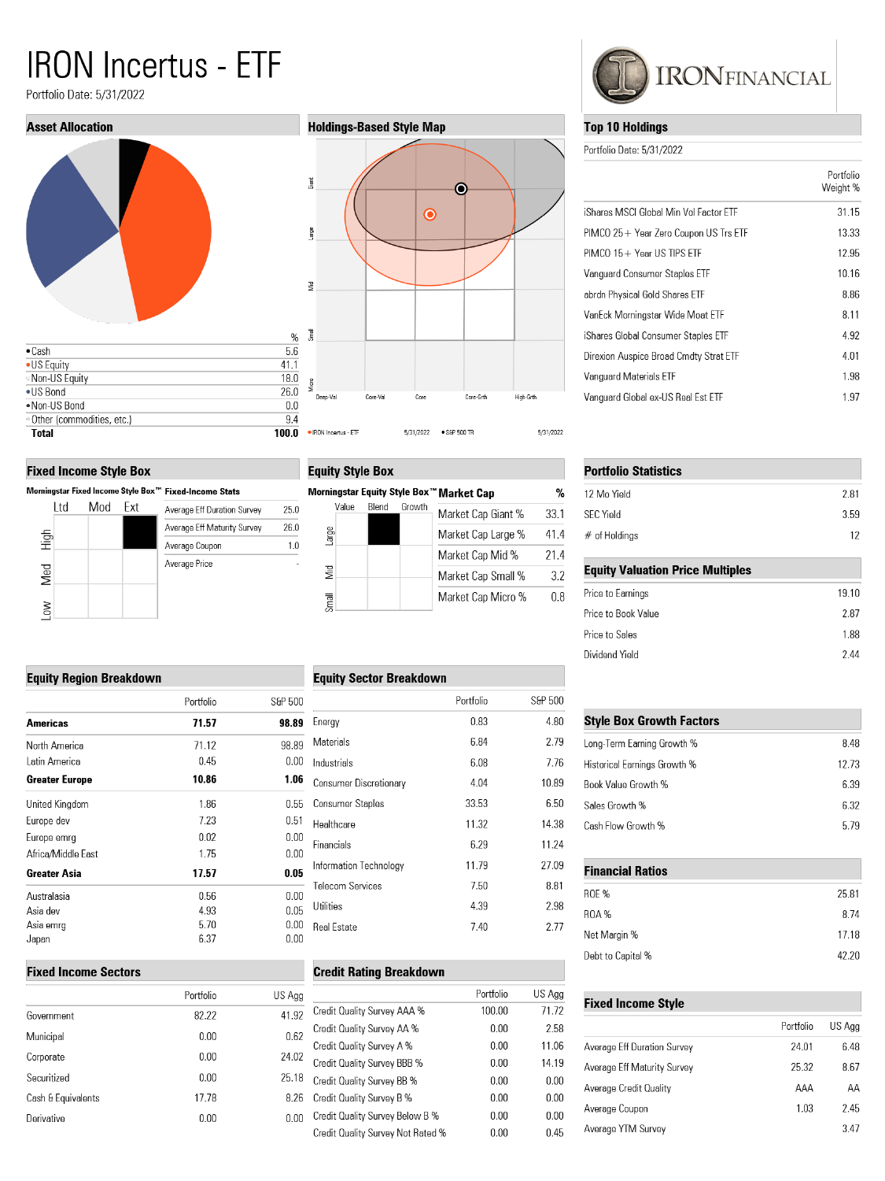# IRON Incertus - ETF

Portfolio Date: 5/31/2022

IRONFINANCIAL

## Asset Allocation

| | % |
|---|---|
| Cash | 5.6 |
| US Equity | 41.1 |
| Non-US Equity | 18.0 |
| US Bond | 26.0 |
| Non-US Bond | 0.0 |
| Other (commodities, etc.) | 9.4 |
| **Total** | **100.0** |

## Holdings-Based Style Map

Giant, Large, Mid, Small, Micro

Deep-Val, Core-Val, Core, Core-Grth, High-Grth

IRON Incertus - ETF 5/31/2022 · S&P 500 TR 5/31/2022

## Top 10 Holdings

Portfolio Date: 5/31/2022

| | Portfolio Weight % |
|---|---|
| iShares MSCI Global Min Vol Factor ETF | 31.15 |
| PIMCO 25+ Year Zero Coupon US Trs ETF | 13.33 |
| PIMCO 15+ Year US TIPS ETF | 12.95 |
| Vanguard Consumer Staples ETF | 10.16 |
| abrdn Physical Gold Shares ETF | 8.86 |
| VanEck Morningstar Wide Moat ETF | 8.11 |
| iShares Global Consumer Staples ETF | 4.92 |
| Direxion Auspice Broad Cmdty Strat ETF | 4.01 |
| Vanguard Materials ETF | 1.98 |
| Vanguard Global ex-US Real Est ETF | 1.97 |

## Fixed Income Style Box

Morningstar Fixed Income Style Box™ (Ltd, Mod, Ext / High, Med, Low)

**Fixed-Income Stats**

| | |
|---|---|
| Average Eff Duration Survey | 25.0 |
| Average Eff Maturity Survey | 26.0 |
| Average Coupon | 1.0 |
| Average Price | - |

## Equity Style Box

Morningstar Equity Style Box™ (Value, Blend, Growth / Large, Mid, Small)

| Market Cap | % |
|---|---|
| Market Cap Giant % | 33.1 |
| Market Cap Large % | 41.4 |
| Market Cap Mid % | 21.4 |
| Market Cap Small % | 3.2 |
| Market Cap Micro % | 0.8 |

## Portfolio Statistics

| | |
|---|---|
| 12 Mo Yield | 2.81 |
| SEC Yield | 3.59 |
| # of Holdings | 12 |

## Equity Valuation Price Multiples

| | |
|---|---|
| Price to Earnings | 19.10 |
| Price to Book Value | 2.87 |
| Price to Sales | 1.88 |
| Dividend Yield | 2.44 |

## Equity Region Breakdown

| | Portfolio | S&P 500 |
|---|---|---|
| **Americas** | **71.57** | **98.89** |
| North America | 71.12 | 98.89 |
| Latin America | 0.45 | 0.00 |
| **Greater Europe** | **10.86** | **1.06** |
| United Kingdom | 1.86 | 0.55 |
| Europe dev | 7.23 | 0.51 |
| Europe emrg | 0.02 | 0.00 |
| Africa/Middle East | 1.75 | 0.00 |
| **Greater Asia** | **17.57** | **0.05** |
| Australasia | 0.56 | 0.00 |
| Asia dev | 4.93 | 0.05 |
| Asia emrg | 5.70 | 0.00 |
| Japan | 6.37 | 0.00 |

## Equity Sector Breakdown

| | Portfolio | S&P 500 |
|---|---|---|
| Energy | 0.83 | 4.80 |
| Materials | 6.84 | 2.79 |
| Industrials | 6.08 | 7.76 |
| Consumer Discretionary | 4.04 | 10.89 |
| Consumer Staples | 33.53 | 6.50 |
| Healthcare | 11.32 | 14.38 |
| Financials | 6.29 | 11.24 |
| Information Technology | 11.79 | 27.09 |
| Telecom Services | 7.50 | 8.81 |
| Utilities | 4.39 | 2.98 |
| Real Estate | 7.40 | 2.77 |

## Style Box Growth Factors

| | |
|---|---|
| Long-Term Earning Growth % | 8.48 |
| Historical Earnings Growth % | 12.73 |
| Book Value Growth % | 6.39 |
| Sales Growth % | 6.32 |
| Cash Flow Growth % | 5.79 |

## Financial Ratios

| | |
|---|---|
| ROE % | 25.81 |
| ROA % | 8.74 |
| Net Margin % | 17.18 |
| Debt to Capital % | 42.20 |

## Fixed Income Sectors

| | Portfolio | US Agg |
|---|---|---|
| Government | 82.22 | 41.92 |
| Municipal | 0.00 | 0.62 |
| Corporate | 0.00 | 24.02 |
| Securitized | 0.00 | 25.18 |
| Cash & Equivalents | 17.78 | 8.26 |
| Derivative | 0.00 | 0.00 |

## Credit Rating Breakdown

| | Portfolio | US Agg |
|---|---|---|
| Credit Quality Survey AAA % | 100.00 | 71.72 |
| Credit Quality Survey AA % | 0.00 | 2.58 |
| Credit Quality Survey A % | 0.00 | 11.06 |
| Credit Quality Survey BBB % | 0.00 | 14.19 |
| Credit Quality Survey BB % | 0.00 | 0.00 |
| Credit Quality Survey B % | 0.00 | 0.00 |
| Credit Quality Survey Below B % | 0.00 | 0.00 |
| Credit Quality Survey Not Rated % | 0.00 | 0.45 |

## Fixed Income Style

| | Portfolio | US Agg |
|---|---|---|
| Average Eff Duration Survey | 24.01 | 6.48 |
| Average Eff Maturity Survey | 25.32 | 8.67 |
| Average Credit Quality | AAA | AA |
| Average Coupon | 1.03 | 2.45 |
| Average YTM Survey | | 3.47 |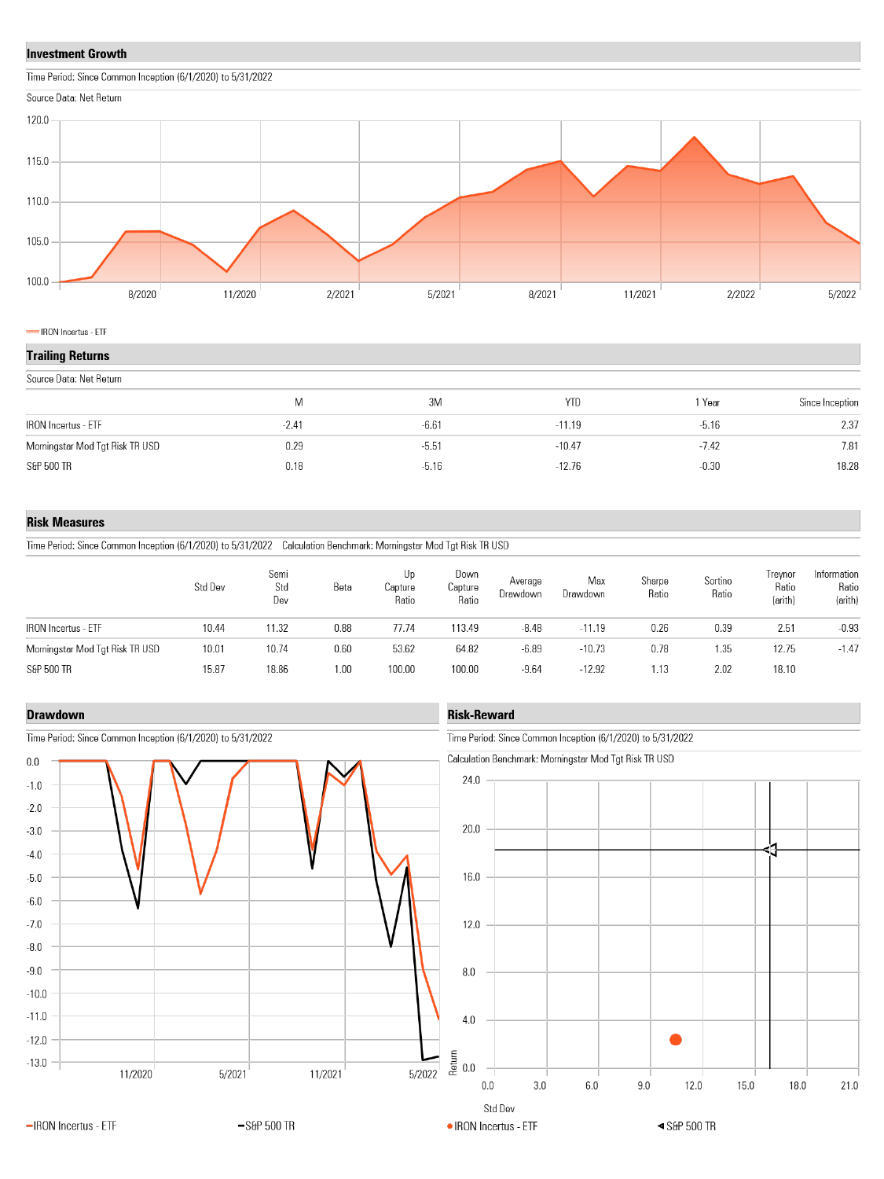## Investment Growth

Time Period: Since Common Inception (6/1/2020) to 5/31/2022

Source Data: Net Return

IRON Incertus - ETF

## Trailing Returns

Source Data: Net Return

| | M | 3M | YTD | 1 Year | Since Inception |
|---|---|---|---|---|---|
| IRON Incertus - ETF | -2.41 | -6.61 | -11.19 | -5.16 | 2.37 |
| Morningstar Mod Tgt Risk TR USD | 0.29 | -5.51 | -10.47 | -7.42 | 7.81 |
| S&P 500 TR | 0.18 | -5.16 | -12.76 | -0.30 | 18.28 |

## Risk Measures

Time Period: Since Common Inception (6/1/2020) to 5/31/2022 Calculation Benchmark: Morningstar Mod Tgt Risk TR USD

| | Std Dev | Semi Std Dev | Beta | Up Capture Ratio | Down Capture Ratio | Average Drawdown | Max Drawdown | Sharpe Ratio | Sortino Ratio | Treynor Ratio (arith) | Information Ratio (arith) |
|---|---|---|---|---|---|---|---|---|---|---|---|
| IRON Incertus - ETF | 10.44 | 11.32 | 0.88 | 77.74 | 113.49 | -8.48 | -11.19 | 0.26 | 0.39 | 2.51 | -0.93 |
| Morningstar Mod Tgt Risk TR USD | 10.01 | 10.74 | 0.60 | 53.62 | 64.82 | -6.89 | -10.73 | 0.78 | 1.35 | 12.75 | -1.47 |
| S&P 500 TR | 15.87 | 18.86 | 1.00 | 100.00 | 100.00 | -9.64 | -12.92 | 1.13 | 2.02 | 18.10 | |

## Drawdown

Time Period: Since Common Inception (6/1/2020) to 5/31/2022

IRON Incertus - ETF | S&P 500 TR

## Risk-Reward

Time Period: Since Common Inception (6/1/2020) to 5/31/2022

Calculation Benchmark: Morningstar Mod Tgt Risk TR USD

IRON Incertus - ETF | S&P 500 TR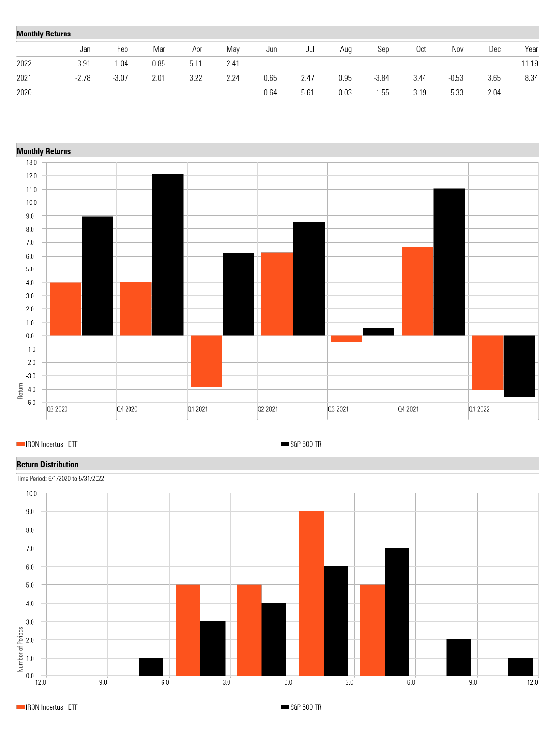## Monthly Returns

| | Jan | Feb | Mar | Apr | May | Jun | Jul | Aug | Sep | Oct | Nov | Dec | Year |
|---|---|---|---|---|---|---|---|---|---|---|---|---|---|
| 2022 | -3.91 | -1.04 | 0.85 | -5.11 | -2.41 | | | | | | | | -11.19 |
| 2021 | -2.78 | -3.07 | 2.01 | 3.22 | 2.24 | 0.65 | 2.47 | 0.95 | -3.84 | 3.44 | -0.53 | 3.65 | 8.34 |
| 2020 | | | | | | 0.64 | 5.61 | 0.03 | -1.55 | -3.19 | 5.33 | 2.04 | |

## Monthly Returns

IRON Incertus - ETF    S&P 500 TR

## Return Distribution

Time Period: 6/1/2020 to 5/31/2022

IRON Incertus - ETF    S&P 500 TR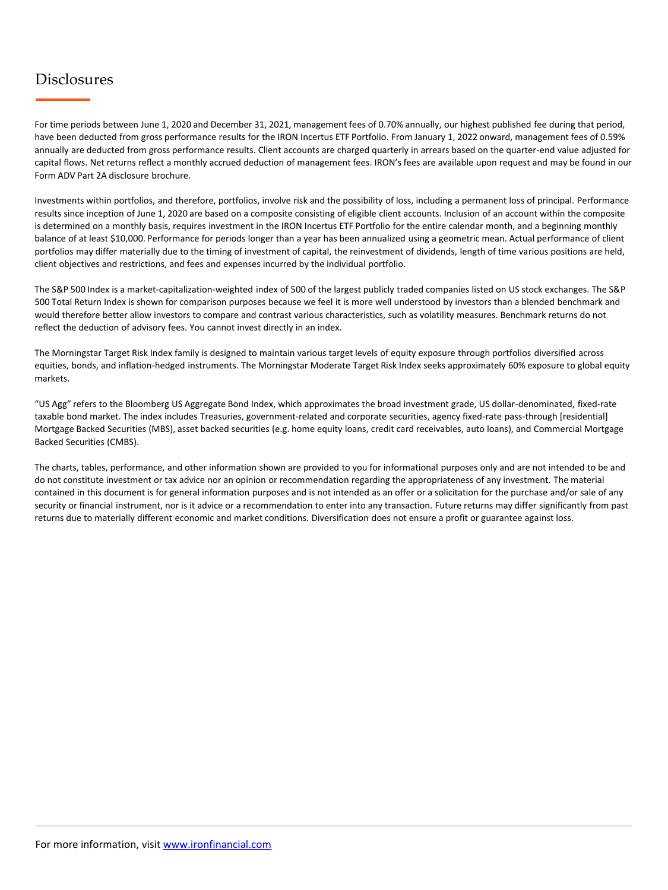# Disclosures

For time periods between June 1, 2020 and December 31, 2021, management fees of 0.70% annually, our highest published fee during that period, have been deducted from gross performance results for the IRON Incertus ETF Portfolio. From January 1, 2022 onward, management fees of 0.59% annually are deducted from gross performance results. Client accounts are charged quarterly in arrears based on the quarter-end value adjusted for capital flows. Net returns reflect a monthly accrued deduction of management fees. IRON's fees are available upon request and may be found in our Form ADV Part 2A disclosure brochure.

Investments within portfolios, and therefore, portfolios, involve risk and the possibility of loss, including a permanent loss of principal. Performance results since inception of June 1, 2020 are based on a composite consisting of eligible client accounts. Inclusion of an account within the composite is determined on a monthly basis, requires investment in the IRON Incertus ETF Portfolio for the entire calendar month, and a beginning monthly balance of at least $10,000. Performance for periods longer than a year has been annualized using a geometric mean. Actual performance of client portfolios may differ materially due to the timing of investment of capital, the reinvestment of dividends, length of time various positions are held, client objectives and restrictions, and fees and expenses incurred by the individual portfolio.

The S&P 500 Index is a market-capitalization-weighted index of 500 of the largest publicly traded companies listed on US stock exchanges. The S&P 500 Total Return Index is shown for comparison purposes because we feel it is more well understood by investors than a blended benchmark and would therefore better allow investors to compare and contrast various characteristics, such as volatility measures. Benchmark returns do not reflect the deduction of advisory fees. You cannot invest directly in an index.

The Morningstar Target Risk Index family is designed to maintain various target levels of equity exposure through portfolios diversified across equities, bonds, and inflation-hedged instruments. The Morningstar Moderate Target Risk Index seeks approximately 60% exposure to global equity markets.

"US Agg" refers to the Bloomberg US Aggregate Bond Index, which approximates the broad investment grade, US dollar-denominated, fixed-rate taxable bond market. The index includes Treasuries, government-related and corporate securities, agency fixed-rate pass-through [residential] Mortgage Backed Securities (MBS), asset backed securities (e.g. home equity loans, credit card receivables, auto loans), and Commercial Mortgage Backed Securities (CMBS).

The charts, tables, performance, and other information shown are provided to you for informational purposes only and are not intended to be and do not constitute investment or tax advice nor an opinion or recommendation regarding the appropriateness of any investment. The material contained in this document is for general information purposes and is not intended as an offer or a solicitation for the purchase and/or sale of any security or financial instrument, nor is it advice or a recommendation to enter into any transaction. Future returns may differ significantly from past returns due to materially different economic and market conditions. Diversification does not ensure a profit or guarantee against loss.

For more information, visit [www.ironfinancial.com](http://www.ironfinancial.com)